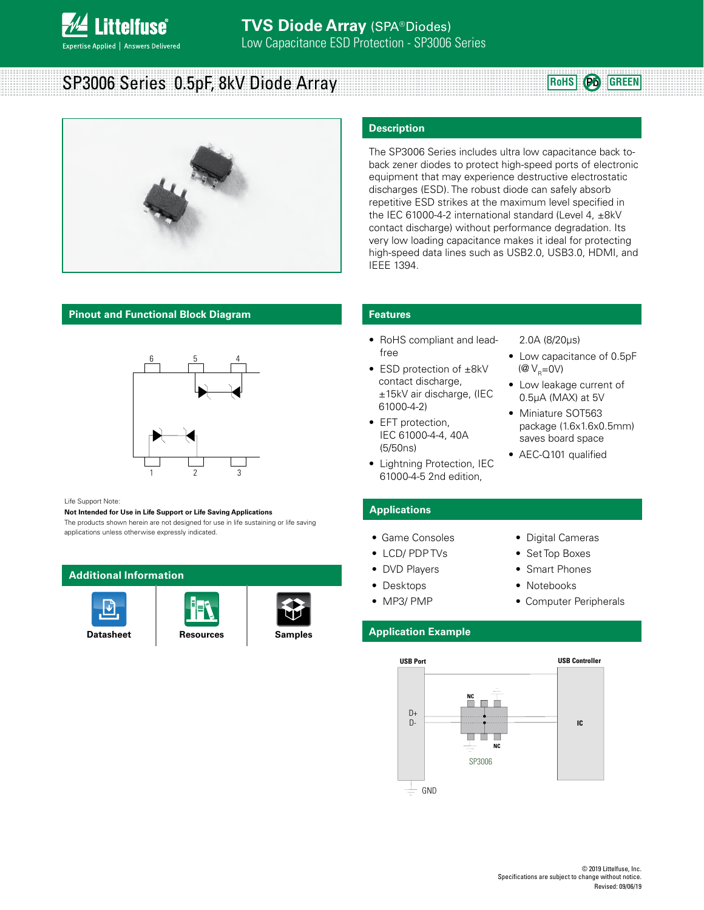# TVS Diode Array (SPA® Diodes)

Low Capacitance ESD Protection - SP3006 Series

## SP3006 Series 0.5pF, 8kV Diode Array

RoHS Pb GREEN

## Description

The SP3006 Series includes ultra low capacitance back to-back zener diodes to protect high-speed ports of electronic equipment that may experience destructive electrostatic discharges (ESD). The robust diode can safely absorb repetitive ESD strikes at the maximum level specified in the IEC 61000-4-2 international standard (Level 4, ±8kV contact discharge) without performance degradation. Its very low loading capacitance makes it ideal for protecting high-speed data lines such as USB2.0, USB3.0, HDMI, and IEEE 1394.

## Pinout and Functional Block Diagram

Life Support Note:

**Not Intended for Use in Life Support or Life Saving Applications**

The products shown herein are not designed for use in life sustaining or life saving applications unless otherwise expressly indicated.

## Features

- RoHS compliant and lead-free
- ESD protection of ±8kV contact discharge, ±15kV air discharge, (IEC 61000-4-2)
- EFT protection, IEC 61000-4-4, 40A (5/50ns)
- Lightning Protection, IEC 61000-4-5 2nd edition, 2.0A (8/20μs)
- Low capacitance of 0.5pF (@ $V_R$=0V)
- Low leakage current of 0.5μA (MAX) at 5V
- Miniature SOT563 package (1.6x1.6x0.5mm) saves board space
- AEC-Q101 qualified

## Additional Information

Datasheet | Resources | Samples

## Applications

- Game Consoles
- LCD/ PDP TVs
- DVD Players
- Desktops
- MP3/ PMP
- Digital Cameras
- Set Top Boxes
- Smart Phones
- Notebooks
- Computer Peripherals

## Application Example

© 2019 Littelfuse, Inc.
Specifications are subject to change without notice.
Revised: 09/06/19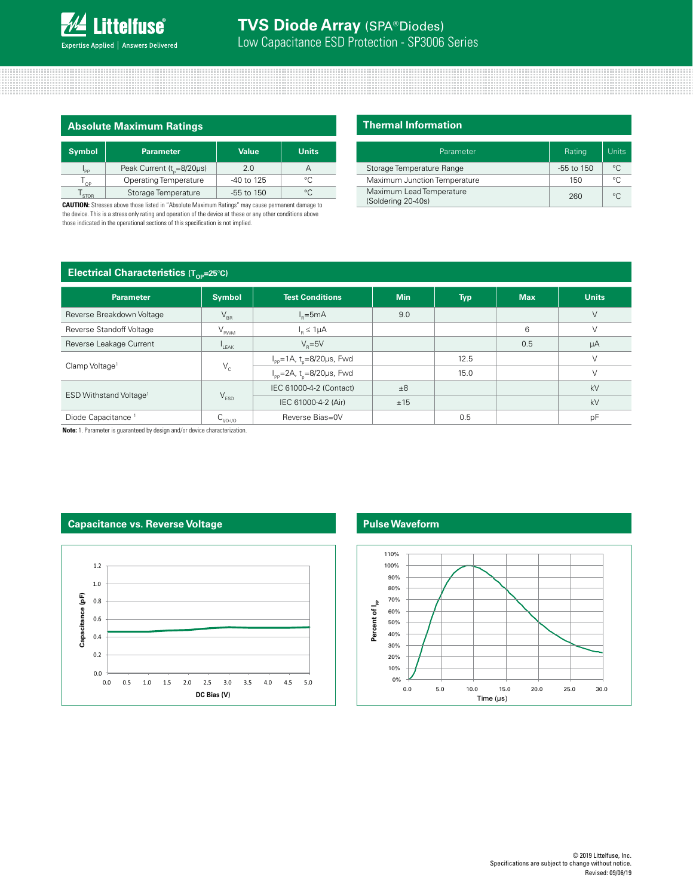## Absolute Maximum Ratings

| Symbol | Parameter | Value | Units |
|---|---|---|---|
| $I_{PP}$ | Peak Current ($t_p$=8/20μs) | 2.0 | A |
| $T_{OP}$ | Operating Temperature | -40 to 125 | °C |
| $T_{STOR}$ | Storage Temperature | -55 to 150 | °C |

**CAUTION:** Stresses above those listed in "Absolute Maximum Ratings" may cause permanent damage to the device. This is a stress only rating and operation of the device at these or any other conditions above those indicated in the operational sections of this specification is not implied.

## Thermal Information

| Parameter | Rating | Units |
|---|---|---|
| Storage Temperature Range | -55 to 150 | °C |
| Maximum Junction Temperature | 150 | °C |
| Maximum Lead Temperature (Soldering 20-40s) | 260 | °C |

## Electrical Characteristics ($T_{OP}$=25°C)

| Parameter | Symbol | Test Conditions | Min | Typ | Max | Units |
|---|---|---|---|---|---|---|
| Reverse Breakdown Voltage | $V_{BR}$ | $I_R$=5mA | 9.0 | | | V |
| Reverse Standoff Voltage | $V_{RWM}$ | $I_R$ ≤ 1μA | | | 6 | V |
| Reverse Leakage Current | $I_{LEAK}$ | $V_R$=5V | | | 0.5 | μA |
| Clamp Voltage[1] | $V_C$ | $I_{PP}$=1A, $t_p$=8/20μs, Fwd | | 12.5 | | V |
| | | $I_{PP}$=2A, $t_p$=8/20μs, Fwd | | 15.0 | | V |
| ESD Withstand Voltage[1] | $V_{ESD}$ | IEC 61000-4-2 (Contact) | ±8 | | | kV |
| | | IEC 61000-4-2 (Air) | ±15 | | | kV |
| Diode Capacitance [1] | $C_{I/O-I/O}$ | Reverse Bias=0V | | 0.5 | | pF |

**Note:** 1. Parameter is guaranteed by design and/or device characterization.

## Capacitance vs. Reverse Voltage

## Pulse Waveform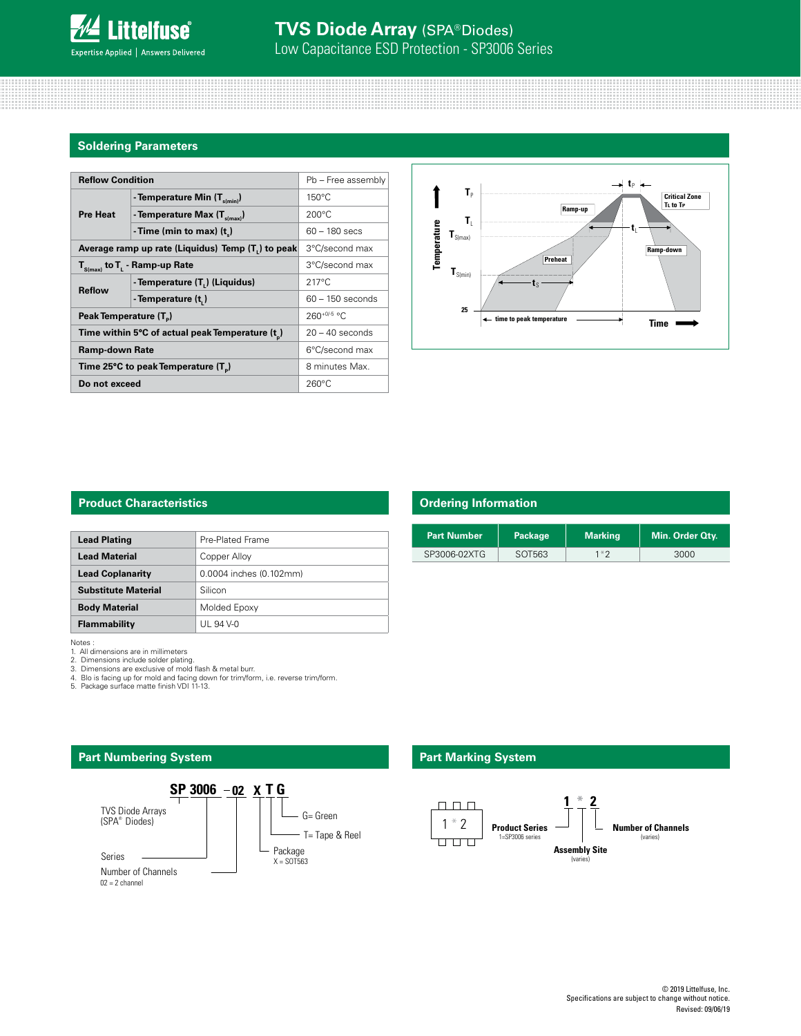## Soldering Parameters

| Reflow Condition | | Pb – Free assembly |
|---|---|---|
| Pre Heat | - Temperature Min ($T_{s(min)}$) | 150°C |
| | - Temperature Max ($T_{s(max)}$) | 200°C |
| | - Time (min to max) ($t_s$) | 60 – 180 secs |
| Average ramp up rate (Liquidus) Temp ($T_L$) to peak | | 3°C/second max |
| $T_{S(max)}$ to $T_L$ - Ramp-up Rate | | 3°C/second max |
| Reflow | - Temperature ($T_L$) (Liquidus) | 217°C |
| | - Temperature ($t_L$) | 60 – 150 seconds |
| Peak Temperature ($T_P$) | | $260^{+0/-5}$ °C |
| Time within 5°C of actual peak Temperature ($t_p$) | | 20 – 40 seconds |
| Ramp-down Rate | | 6°C/second max |
| Time 25°C to peak Temperature ($T_P$) | | 8 minutes Max. |
| Do not exceed | | 260°C |

## Product Characteristics

| Lead Plating | Pre-Plated Frame |
|---|---|
| Lead Material | Copper Alloy |
| Lead Coplanarity | 0.0004 inches (0.102mm) |
| Substitute Material | Silicon |
| Body Material | Molded Epoxy |
| Flammability | UL 94 V-0 |

Notes :
1. All dimensions are in millimeters
2. Dimensions include solder plating.
3. Dimensions are exclusive of mold flash & metal burr.
4. Blo is facing up for mold and facing down for trim/form, i.e. reverse trim/form.
5. Package surface matte finish VDI 11-13.

## Ordering Information

| Part Number | Package | Marking | Min. Order Qty. |
|---|---|---|---|
| SP3006-02XTG | SOT563 | 1*2 | 3000 |

## Part Numbering System

**SP 3006 – 02 X T G**

- SP: TVS Diode Arrays (SPA® Diodes)
- 3006: Series
- 02: Number of Channels (02 = 2 channel)
- X: Package (X = SOT563)
- T: T= Tape & Reel
- G: G= Green

## Part Marking System

**1 * 2**

- 1: Product Series (1=SP3006 series)
- *: Assembly Site (varies)
- 2: Number of Channels (varies)

© 2019 Littelfuse, Inc.
Specifications are subject to change without notice.
Revised: 09/06/19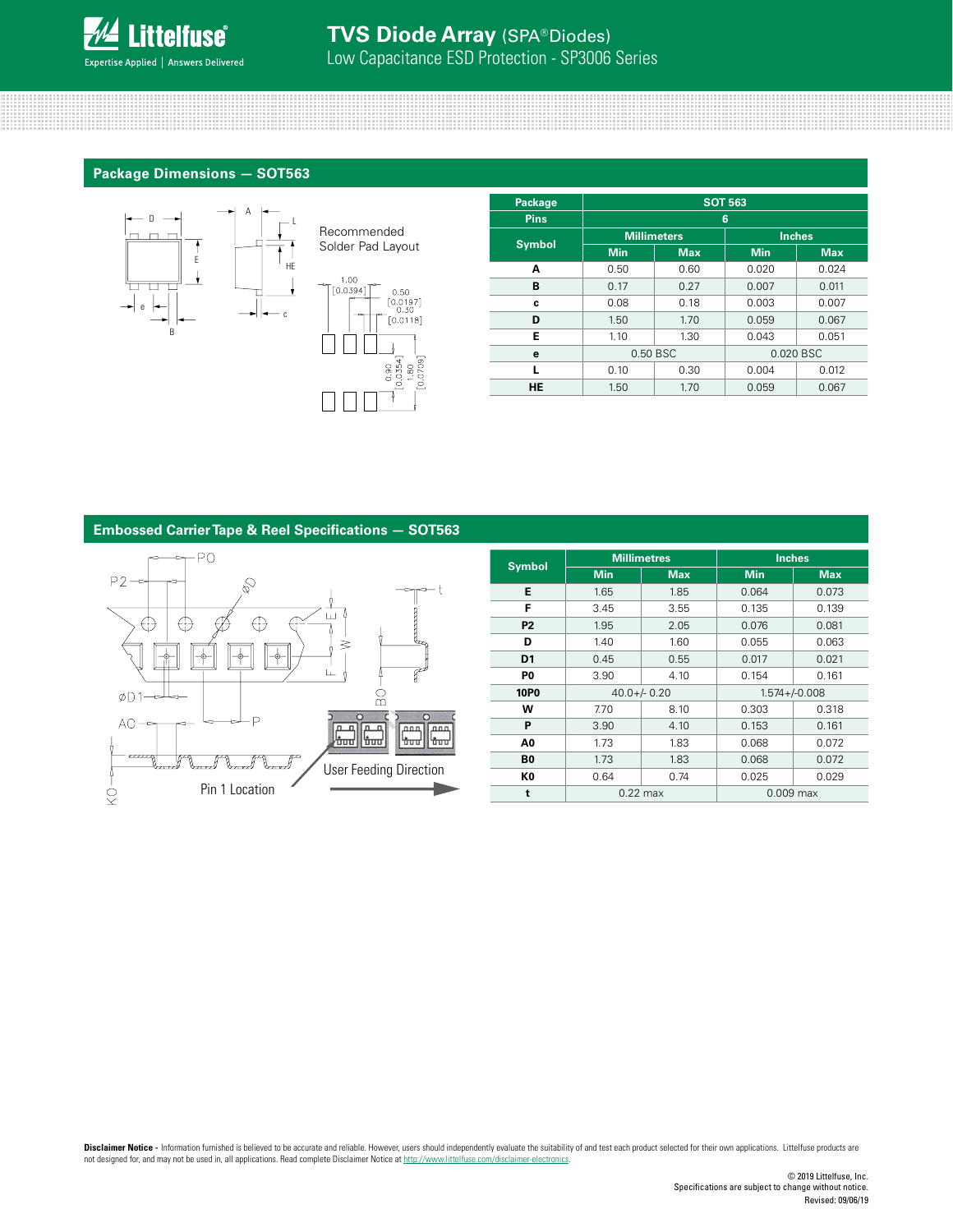## Package Dimensions — SOT563

Recommended Solder Pad Layout

1.00
[0.0394]
0.50
[0.0197]
0.30
[0.0118]
0.90
[0.0354]
1.80
[0.0709]

| Package | SOT 563 | | | |
|---|---|---|---|---|
| Pins | 6 | | | |
| Symbol | Millimeters | | Inches | |
| | Min | Max | Min | Max |
| A | 0.50 | 0.60 | 0.020 | 0.024 |
| B | 0.17 | 0.27 | 0.007 | 0.011 |
| c | 0.08 | 0.18 | 0.003 | 0.007 |
| D | 1.50 | 1.70 | 0.059 | 0.067 |
| E | 1.10 | 1.30 | 0.043 | 0.051 |
| e | 0.50 BSC | | 0.020 BSC | |
| L | 0.10 | 0.30 | 0.004 | 0.012 |
| HE | 1.50 | 1.70 | 0.059 | 0.067 |

## Embossed Carrier Tape & Reel Specifications — SOT563

Pin 1 Location

User Feeding Direction

| Symbol | Millimetres | | Inches | |
|---|---|---|---|---|
| | Min | Max | Min | Max |
| E | 1.65 | 1.85 | 0.064 | 0.073 |
| F | 3.45 | 3.55 | 0.135 | 0.139 |
| P2 | 1.95 | 2.05 | 0.076 | 0.081 |
| D | 1.40 | 1.60 | 0.055 | 0.063 |
| D1 | 0.45 | 0.55 | 0.017 | 0.021 |
| P0 | 3.90 | 4.10 | 0.154 | 0.161 |
| 10P0 | 40.0+/- 0.20 | | 1.574+/-0.008 | |
| W | 7.70 | 8.10 | 0.303 | 0.318 |
| P | 3.90 | 4.10 | 0.153 | 0.161 |
| A0 | 1.73 | 1.83 | 0.068 | 0.072 |
| B0 | 1.73 | 1.83 | 0.068 | 0.072 |
| K0 | 0.64 | 0.74 | 0.025 | 0.029 |
| t | 0.22 max | | 0.009 max | |

**Disclaimer Notice -** Information furnished is believed to be accurate and reliable. However, users should independently evaluate the suitability of and test each product selected for their own applications. Littelfuse products are not designed for, and may not be used in, all applications. Read complete Disclaimer Notice at http://www.littelfuse.com/disclaimer-electronics.

© 2019 Littelfuse, Inc.
Specifications are subject to change without notice.
Revised: 09/06/19